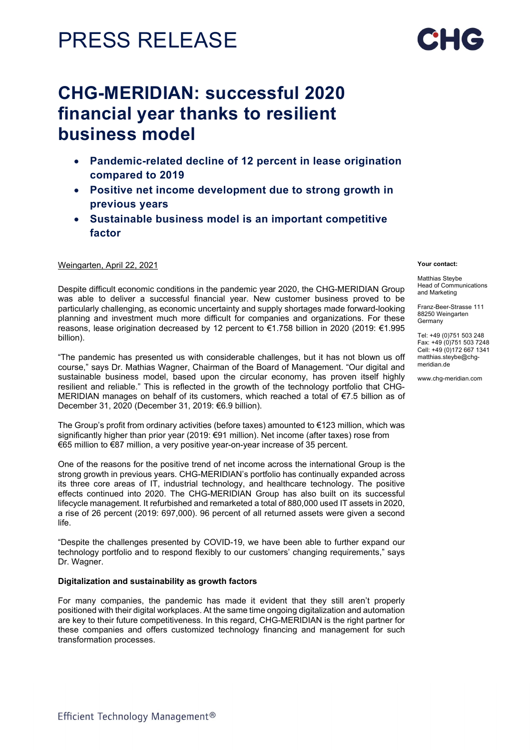# PRESS RELEASE

# CHG-MERIDIAN: successful 2020 financial year thanks to resilient business model

- **Pandemic-related decline of 12 percent in lease origination compared to 2019**
- **Positive net income development due to strong growth in previous years**
- **Sustainable business model is an important competitive factor**

Weingarten, April 22, 2021

**Your contact:**

Matthias Steybe
Head of Communications and Marketing

Franz-Beer-Strasse 111
88250 Weingarten
Germany

Tel: +49 (0)751 503 248
Fax: +49 (0)751 503 7248
Cell: +49 (0)172 667 1341
matthias.steybe@chg-meridian.de

www.chg-meridian.com

Despite difficult economic conditions in the pandemic year 2020, the CHG-MERIDIAN Group was able to deliver a successful financial year. New customer business proved to be particularly challenging, as economic uncertainty and supply shortages made forward-looking planning and investment much more difficult for companies and organizations. For these reasons, lease origination decreased by 12 percent to €1.758 billion in 2020 (2019: €1.995 billion).

“The pandemic has presented us with considerable challenges, but it has not blown us off course,” says Dr. Mathias Wagner, Chairman of the Board of Management. “Our digital and sustainable business model, based upon the circular economy, has proven itself highly resilient and reliable.” This is reflected in the growth of the technology portfolio that CHG-MERIDIAN manages on behalf of its customers, which reached a total of €7.5 billion as of December 31, 2020 (December 31, 2019: €6.9 billion).

The Group’s profit from ordinary activities (before taxes) amounted to €123 million, which was significantly higher than prior year (2019: €91 million). Net income (after taxes) rose from €65 million to €87 million, a very positive year-on-year increase of 35 percent.

One of the reasons for the positive trend of net income across the international Group is the strong growth in previous years. CHG-MERIDIAN’s portfolio has continually expanded across its three core areas of IT, industrial technology, and healthcare technology. The positive effects continued into 2020. The CHG-MERIDIAN Group has also built on its successful lifecycle management. It refurbished and remarketed a total of 880,000 used IT assets in 2020, a rise of 26 percent (2019: 697,000). 96 percent of all returned assets were given a second life.

“Despite the challenges presented by COVID-19, we have been able to further expand our technology portfolio and to respond flexibly to our customers’ changing requirements,” says Dr. Wagner.

**Digitalization and sustainability as growth factors**

For many companies, the pandemic has made it evident that they still aren’t properly positioned with their digital workplaces. At the same time ongoing digitalization and automation are key to their future competitiveness. In this regard, CHG-MERIDIAN is the right partner for these companies and offers customized technology financing and management for such transformation processes.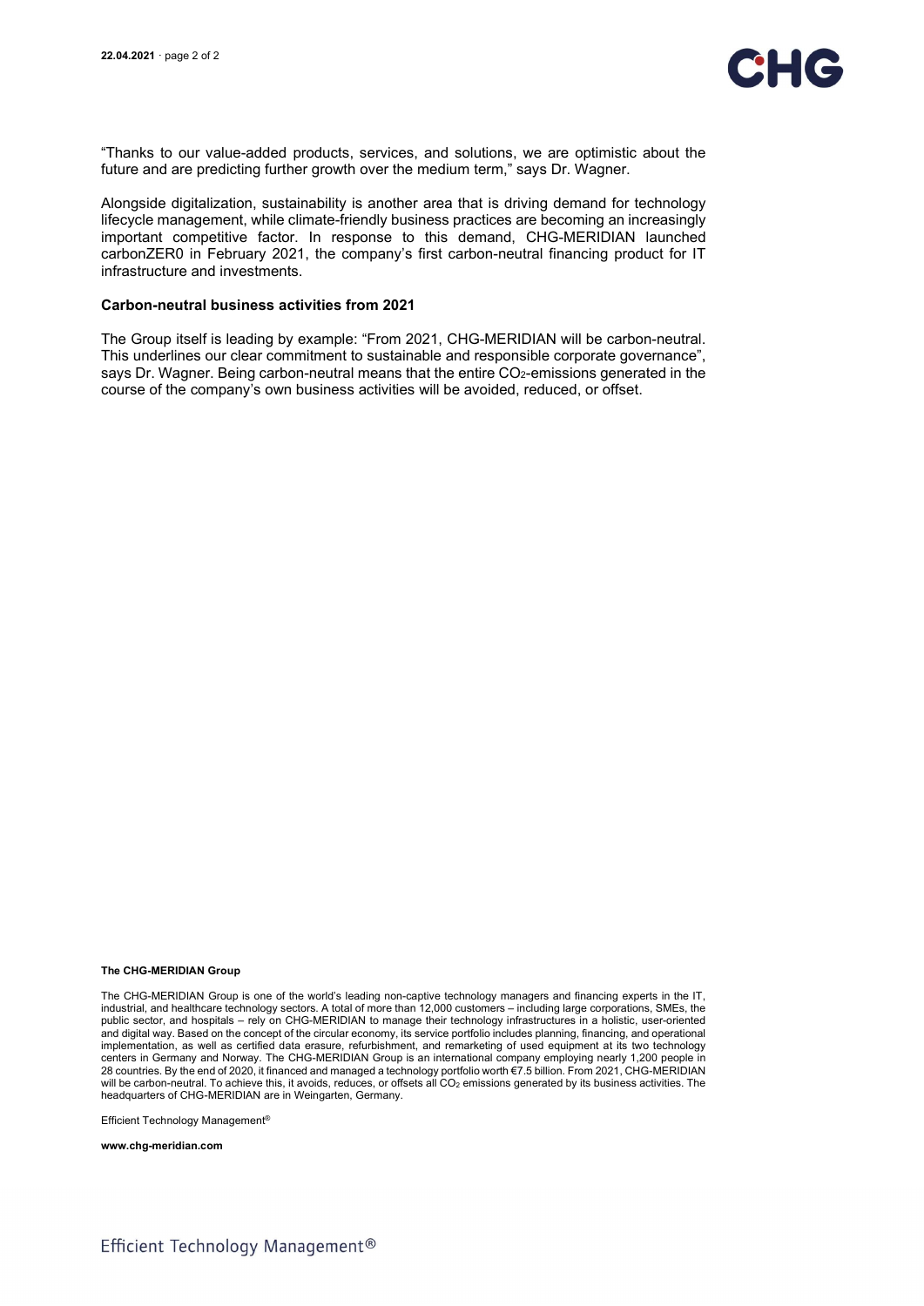“Thanks to our value-added products, services, and solutions, we are optimistic about the future and are predicting further growth over the medium term,” says Dr. Wagner.

Alongside digitalization, sustainability is another area that is driving demand for technology lifecycle management, while climate-friendly business practices are becoming an increasingly important competitive factor. In response to this demand, CHG-MERIDIAN launched carbonZER0 in February 2021, the company’s first carbon-neutral financing product for IT infrastructure and investments.

**Carbon-neutral business activities from 2021**

The Group itself is leading by example: “From 2021, CHG-MERIDIAN will be carbon-neutral. This underlines our clear commitment to sustainable and responsible corporate governance”, says Dr. Wagner. Being carbon-neutral means that the entire $CO_2$-emissions generated in the course of the company’s own business activities will be avoided, reduced, or offset.

**The CHG-MERIDIAN Group**

The CHG-MERIDIAN Group is one of the world’s leading non-captive technology managers and financing experts in the IT, industrial, and healthcare technology sectors. A total of more than 12,000 customers – including large corporations, SMEs, the public sector, and hospitals – rely on CHG-MERIDIAN to manage their technology infrastructures in a holistic, user-oriented and digital way. Based on the concept of the circular economy, its service portfolio includes planning, financing, and operational implementation, as well as certified data erasure, refurbishment, and remarketing of used equipment at its two technology centers in Germany and Norway. The CHG-MERIDIAN Group is an international company employing nearly 1,200 people in 28 countries. By the end of 2020, it financed and managed a technology portfolio worth €7.5 billion. From 2021, CHG-MERIDIAN will be carbon-neutral. To achieve this, it avoids, reduces, or offsets all $CO_2$ emissions generated by its business activities. The headquarters of CHG-MERIDIAN are in Weingarten, Germany.

Efficient Technology Management®

**www.chg-meridian.com**